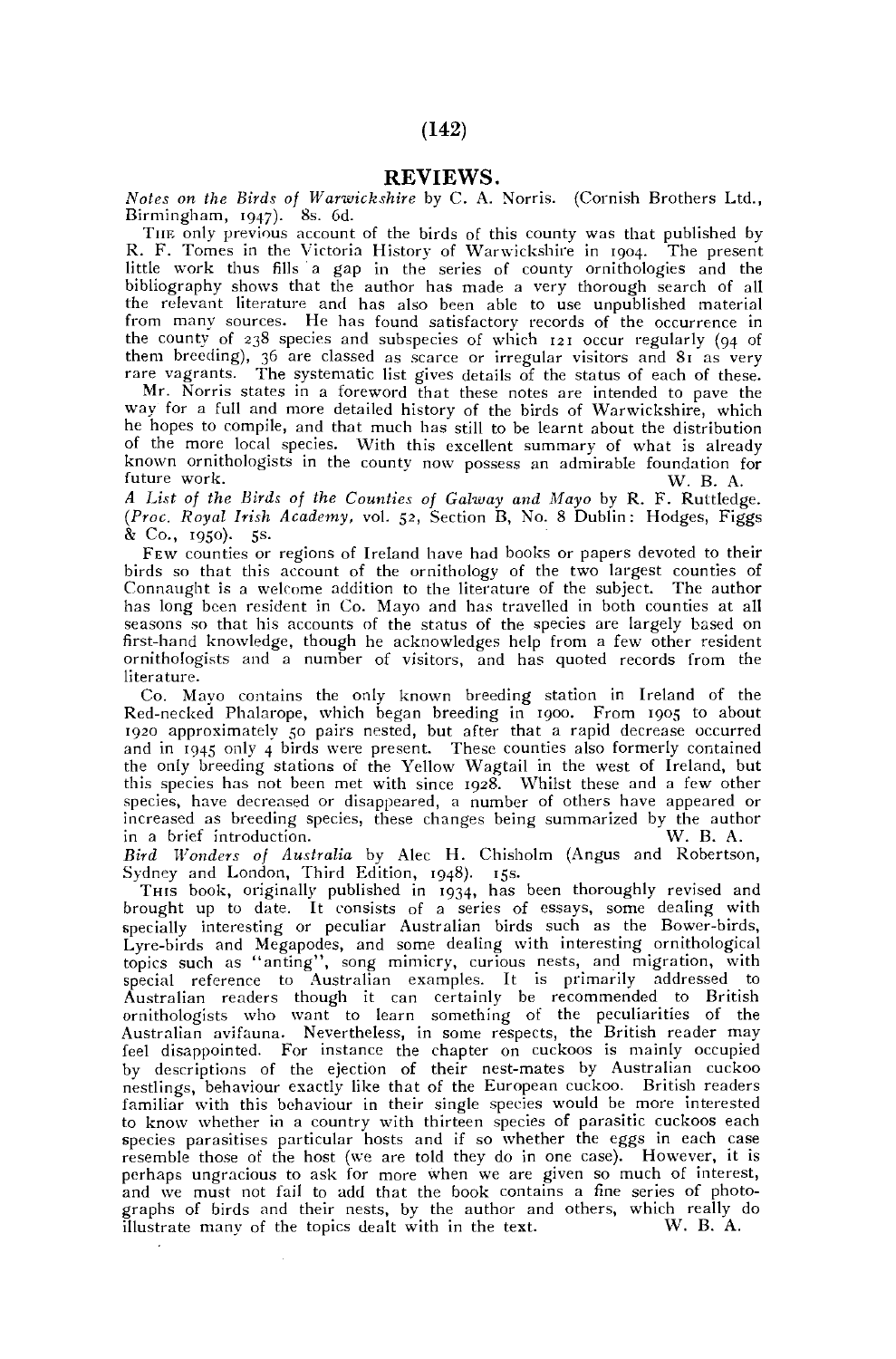# REVIEWS.

*Notes on the Birds of Warwickshire* by C. A. Norris. (Cornish Brothers Ltd., Birmingham, 1947). 8s. 6d.

The only previous account of the birds of this county was that published by R. F. Tomes in the Victoria History of Warwickshire in 1904. The present little work thus fills a gap in the series of county ornithologies and the bibliography shows that the author has made a very thorough search of all the relevant literature and has also been able to use unpublished material from many sources. He has found satisfactory records of the occurrence in the county of 238 species and subspecies of which 121 occur regularly (94 of them breeding), 36 are classed as scarce or irregular visitors and 81 as very rare vagrants. The systematic list gives details of the status of each of these.

Mr. Norris states in a foreword that these notes are intended to pave the way for a full and more detailed history of the birds of Warwickshire, which he hopes to compile, and that much has still to be learnt about the distribution of the more local species. With this excellent summary of what is already known ornithologists in the county now possess an admirable foundation for future work.

W. B. A.

*A List of the Birds of the Counties of Galway and Mayo* by R. F. Ruttledge. (*Proc. Royal Irish Academy*, vol. 52, Section B, No. 8 Dublin: Hodges, Figgs & Co., 1950). 5s.

Few counties or regions of Ireland have had books or papers devoted to their birds so that this account of the ornithology of the two largest counties of Connaught is a welcome addition to the literature of the subject. The author has long been resident in Co. Mayo and has travelled in both counties at all seasons so that his accounts of the status of the species are largely based on first-hand knowledge, though he acknowledges help from a few other resident ornithologists and a number of visitors, and has quoted records from the literature.

Co. Mayo contains the only known breeding station in Ireland of the Red-necked Phalarope, which began breeding in 1900. From 1905 to about 1920 approximately 50 pairs nested, but after that a rapid decrease occurred and in 1945 only 4 birds were present. These counties also formerly contained the only breeding stations of the Yellow Wagtail in the west of Ireland, but this species has not been met with since 1928. Whilst these and a few other species, have decreased or disappeared, a number of others have appeared or increased as breeding species, these changes being summarized by the author in a brief introduction.

W. B. A.

*Bird Wonders of Australia* by Alec H. Chisholm (Angus and Robertson, Sydney and London, Third Edition, 1948). 15s.

This book, originally published in 1934, has been thoroughly revised and brought up to date. It consists of a series of essays, some dealing with specially interesting or peculiar Australian birds such as the Bower-birds, Lyre-birds and Megapodes, and some dealing with interesting ornithological topics such as "anting", song mimicry, curious nests, and migration, with special reference to Australian examples. It is primarily addressed to Australian readers though it can certainly be recommended to British ornithologists who want to learn something of the peculiarities of the Australian avifauna. Nevertheless, in some respects, the British reader may feel disappointed. For instance the chapter on cuckoos is mainly occupied by descriptions of the ejection of their nest-mates by Australian cuckoo nestlings, behaviour exactly like that of the European cuckoo. British readers familiar with this behaviour in their single species would be more interested to know whether in a country with thirteen species of parasitic cuckoos each species parasitises particular hosts and if so whether the eggs in each case resemble those of the host (we are told they do in one case). However, it is perhaps ungracious to ask for more when we are given so much of interest, and we must not fail to add that the book contains a fine series of photographs of birds and their nests, by the author and others, which really do illustrate many of the topics dealt with in the text.

W. B. A.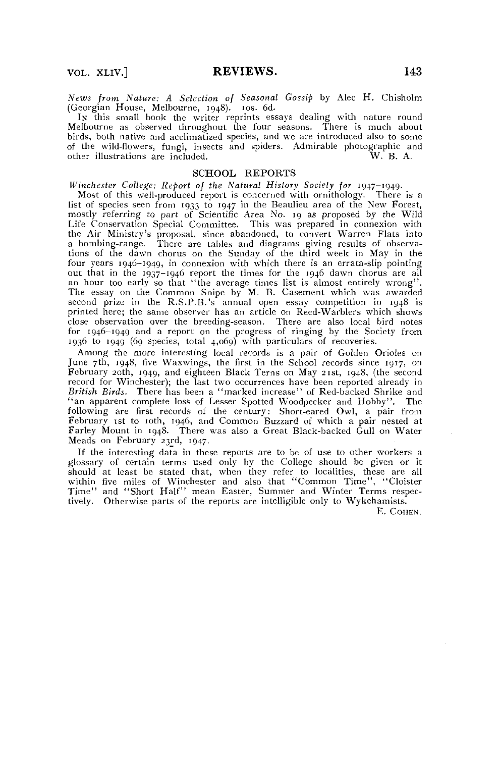*News from Nature: A Selection of Seasonal Gossip* by Alec H. Chisholm (Georgian House, Melbourne, 1948). 10s. 6d.

In this small book the writer reprints essays dealing with nature round Melbourne as observed throughout the four seasons. There is much about birds, both native and acclimatized species, and we are introduced also to some of the wild-flowers, fungi, insects and spiders. Admirable photographic and other illustrations are included.

W. B. A.

## SCHOOL REPORTS

*Winchester College: Report of the Natural History Society for 1947–1949.*

Most of this well-produced report is concerned with ornithology. There is a list of species seen from 1933 to 1947 in the Beaulieu area of the New Forest, mostly referring to part of Scientific Area No. 19 as proposed by the Wild Life Conservation Special Committee. This was prepared in connexion with the Air Ministry's proposal, since abandoned, to convert Warren Flats into a bombing-range. There are tables and diagrams giving results of observations of the dawn chorus on the Sunday of the third week in May in the four years 1946–1949, in connexion with which there is an errata-slip pointing out that in the 1937–1946 report the times for the 1946 dawn chorus are all an hour too early so that "the average times list is almost entirely wrong". The essay on the Common Snipe by M. B. Casement which was awarded second prize in the R.S.P.B.'s annual open essay competition in 1948 is printed here; the same observer has an article on Reed-Warblers which shows close observation over the breeding-season. There are also local bird notes for 1946–1949 and a report on the progress of ringing by the Society from 1936 to 1949 (69 species, total 4,069) with particulars of recoveries.

Among the more interesting local records is a pair of Golden Orioles on June 7th, 1948, five Waxwings, the first in the School records since 1917, on February 20th, 1949, and eighteen Black Terns on May 21st, 1948, (the second record for Winchester); the last two occurrences have been reported already in *British Birds*. There has been a "marked increase" of Red-backed Shrike and "an apparent complete loss of Lesser Spotted Woodpecker and Hobby". The following are first records of the century: Short-eared Owl, a pair from February 1st to 10th, 1946, and Common Buzzard of which a pair nested at Farley Mount in 1948. There was also a Great Black-backed Gull on Water Meads on February 23rd, 1947.

If the interesting data in these reports are to be of use to other workers a glossary of certain terms used only by the College should be given or it should at least be stated that, when they refer to localities, these are all within five miles of Winchester and also that "Common Time", "Cloister Time" and "Short Half" mean Easter, Summer and Winter Terms respectively. Otherwise parts of the reports are intelligible only to Wykehamists.

E. Cohen.